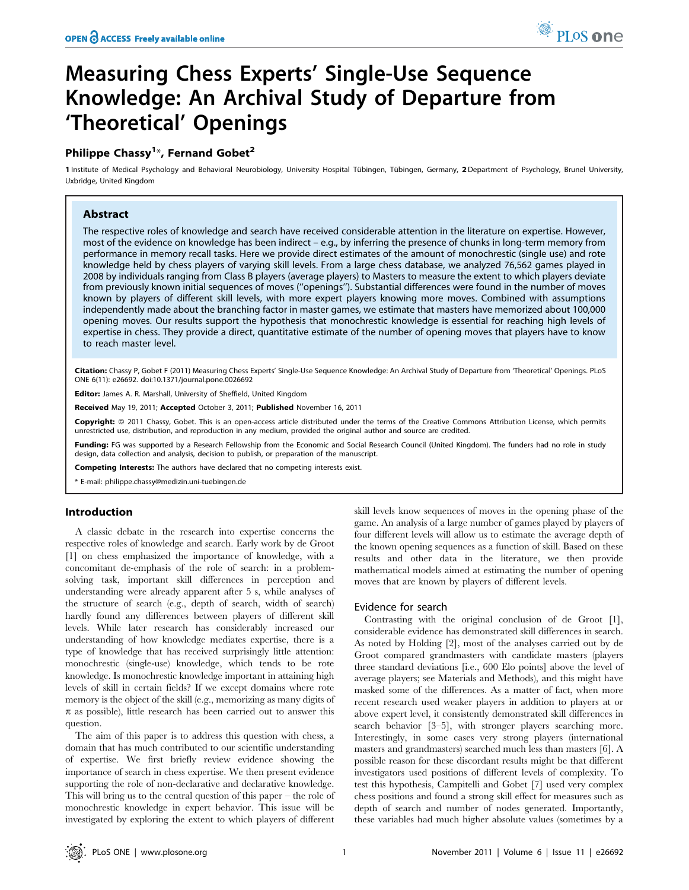# Measuring Chess Experts' Single-Use Sequence Knowledge: An Archival Study of Departure from 'Theoretical' Openings

**Philippe Chassy[1]*, Fernand Gobet[2]**

**1** Institute of Medical Psychology and Behavioral Neurobiology, University Hospital Tübingen, Tübingen, Germany, **2** Department of Psychology, Brunel University, Uxbridge, United Kingdom

## Abstract

The respective roles of knowledge and search have received considerable attention in the literature on expertise. However, most of the evidence on knowledge has been indirect – e.g., by inferring the presence of chunks in long-term memory from performance in memory recall tasks. Here we provide direct estimates of the amount of monochrestic (single use) and rote knowledge held by chess players of varying skill levels. From a large chess database, we analyzed 76,562 games played in 2008 by individuals ranging from Class B players (average players) to Masters to measure the extent to which players deviate from previously known initial sequences of moves ("openings"). Substantial differences were found in the number of moves known by players of different skill levels, with more expert players knowing more moves. Combined with assumptions independently made about the branching factor in master games, we estimate that masters have memorized about 100,000 opening moves. Our results support the hypothesis that monochrestic knowledge is essential for reaching high levels of expertise in chess. They provide a direct, quantitative estimate of the number of opening moves that players have to know to reach master level.

**Citation:** Chassy P, Gobet F (2011) Measuring Chess Experts' Single-Use Sequence Knowledge: An Archival Study of Departure from 'Theoretical' Openings. PLoS ONE 6(11): e26692. doi:10.1371/journal.pone.0026692

**Editor:** James A. R. Marshall, University of Sheffield, United Kingdom

**Received** May 19, 2011; **Accepted** October 3, 2011; **Published** November 16, 2011

**Copyright:** © 2011 Chassy, Gobet. This is an open-access article distributed under the terms of the Creative Commons Attribution License, which permits unrestricted use, distribution, and reproduction in any medium, provided the original author and source are credited.

**Funding:** FG was supported by a Research Fellowship from the Economic and Social Research Council (United Kingdom). The funders had no role in study design, data collection and analysis, decision to publish, or preparation of the manuscript.

**Competing Interests:** The authors have declared that no competing interests exist.

* E-mail: philippe.chassy@medizin.uni-tuebingen.de

## Introduction

A classic debate in the research into expertise concerns the respective roles of knowledge and search. Early work by de Groot [1] on chess emphasized the importance of knowledge, with a concomitant de-emphasis of the role of search: in a problem-solving task, important skill differences in perception and understanding were already apparent after 5 s, while analyses of the structure of search (e.g., depth of search, width of search) hardly found any differences between players of different skill levels. While later research has considerably increased our understanding of how knowledge mediates expertise, there is a type of knowledge that has received surprisingly little attention: monochrestic (single-use) knowledge, which tends to be rote knowledge. Is monochrestic knowledge important in attaining high levels of skill in certain fields? If we except domains where rote memory is the object of the skill (e.g., memorizing as many digits of π as possible), little research has been carried out to answer this question.

The aim of this paper is to address this question with chess, a domain that has much contributed to our scientific understanding of expertise. We first briefly review evidence showing the importance of search in chess expertise. We then present evidence supporting the role of non-declarative and declarative knowledge. This will bring us to the central question of this paper – the role of monochrestic knowledge in expert behavior. This issue will be investigated by exploring the extent to which players of different skill levels know sequences of moves in the opening phase of the game. An analysis of a large number of games played by players of four different levels will allow us to estimate the average depth of the known opening sequences as a function of skill. Based on these results and other data in the literature, we then provide mathematical models aimed at estimating the number of opening moves that are known by players of different levels.

### Evidence for search

Contrasting with the original conclusion of de Groot [1], considerable evidence has demonstrated skill differences in search. As noted by Holding [2], most of the analyses carried out by de Groot compared grandmasters with candidate masters (players three standard deviations [i.e., 600 Elo points] above the level of average players; see Materials and Methods), and this might have masked some of the differences. As a matter of fact, when more recent research used weaker players in addition to players at or above expert level, it consistently demonstrated skill differences in search behavior [3–5], with stronger players searching more. Interestingly, in some cases very strong players (international masters and grandmasters) searched much less than masters [6]. A possible reason for these discordant results might be that different investigators used positions of different levels of complexity. To test this hypothesis, Campitelli and Gobet [7] used very complex chess positions and found a strong skill effect for measures such as depth of search and number of nodes generated. Importantly, these variables had much higher absolute values (sometimes by a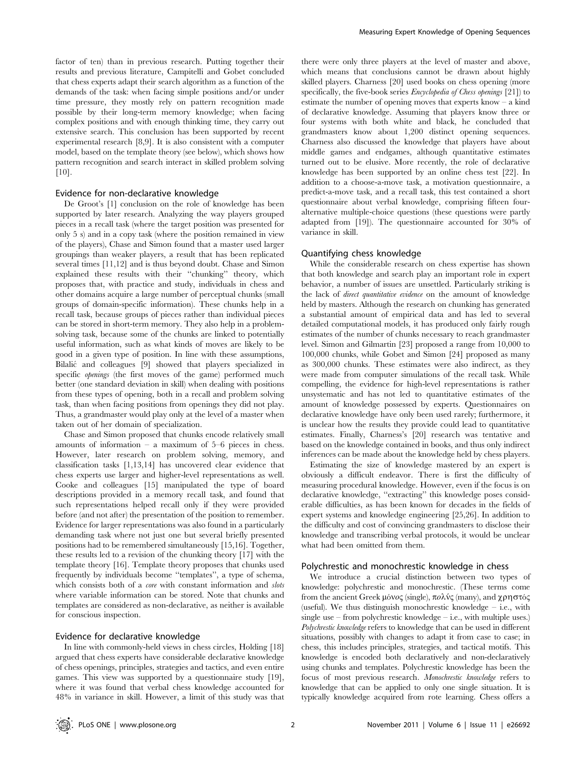factor of ten) than in previous research. Putting together their results and previous literature, Campitelli and Gobet concluded that chess experts adapt their search algorithm as a function of the demands of the task: when facing simple positions and/or under time pressure, they mostly rely on pattern recognition made possible by their long-term memory knowledge; when facing complex positions and with enough thinking time, they carry out extensive search. This conclusion has been supported by recent experimental research [8,9]. It is also consistent with a computer model, based on the template theory (see below), which shows how pattern recognition and search interact in skilled problem solving [10].

### Evidence for non-declarative knowledge

De Groot's [1] conclusion on the role of knowledge has been supported by later research. Analyzing the way players grouped pieces in a recall task (where the target position was presented for only 5 s) and in a copy task (where the position remained in view of the players), Chase and Simon found that a master used larger groupings than weaker players, a result that has been replicated several times [11,12] and is thus beyond doubt. Chase and Simon explained these results with their "chunking" theory, which proposes that, with practice and study, individuals in chess and other domains acquire a large number of perceptual chunks (small groups of domain-specific information). These chunks help in a recall task, because groups of pieces rather than individual pieces can be stored in short-term memory. They also help in a problem-solving task, because some of the chunks are linked to potentially useful information, such as what kinds of moves are likely to be good in a given type of position. In line with these assumptions, Bilalić and colleagues [9] showed that players specialized in specific *openings* (the first moves of the game) performed much better (one standard deviation in skill) when dealing with positions from these types of opening, both in a recall and problem solving task, than when facing positions from openings they did not play. Thus, a grandmaster would play only at the level of a master when taken out of her domain of specialization.

Chase and Simon proposed that chunks encode relatively small amounts of information – a maximum of 5–6 pieces in chess. However, later research on problem solving, memory, and classification tasks [1,13,14] has uncovered clear evidence that chess experts use larger and higher-level representations as well. Cooke and colleagues [15] manipulated the type of board descriptions provided in a memory recall task, and found that such representations helped recall only if they were provided before (and not after) the presentation of the position to remember. Evidence for larger representations was also found in a particularly demanding task where not just one but several briefly presented positions had to be remembered simultaneously [15,16]. Together, these results led to a revision of the chunking theory [17] with the template theory [16]. Template theory proposes that chunks used frequently by individuals become "templates", a type of schema, which consists both of a *core* with constant information and *slots* where variable information can be stored. Note that chunks and templates are considered as non-declarative, as neither is available for conscious inspection.

### Evidence for declarative knowledge

In line with commonly-held views in chess circles, Holding [18] argued that chess experts have considerable declarative knowledge of chess openings, principles, strategies and tactics, and even entire games. This view was supported by a questionnaire study [19], where it was found that verbal chess knowledge accounted for 48% in variance in skill. However, a limit of this study was that there were only three players at the level of master and above, which means that conclusions cannot be drawn about highly skilled players. Charness [20] used books on chess opening (more specifically, the five-book series *Encyclopedia of Chess openings* [21]) to estimate the number of opening moves that experts know – a kind of declarative knowledge. Assuming that players know three or four systems with both white and black, he concluded that grandmasters know about 1,200 distinct opening sequences. Charness also discussed the knowledge that players have about middle games and endgames, although quantitative estimates turned out to be elusive. More recently, the role of declarative knowledge has been supported by an online chess test [22]. In addition to a choose-a-move task, a motivation questionnaire, a predict-a-move task, and a recall task, this test contained a short questionnaire about verbal knowledge, comprising fifteen four-alternative multiple-choice questions (these questions were partly adapted from [19]). The questionnaire accounted for 30% of variance in skill.

### Quantifying chess knowledge

While the considerable research on chess expertise has shown that both knowledge and search play an important role in expert behavior, a number of issues are unsettled. Particularly striking is the lack of *direct quantitative evidence* on the amount of knowledge held by masters. Although the research on chunking has generated a substantial amount of empirical data and has led to several detailed computational models, it has produced only fairly rough estimates of the number of chunks necessary to reach grandmaster level. Simon and Gilmartin [23] proposed a range from 10,000 to 100,000 chunks, while Gobet and Simon [24] proposed as many as 300,000 chunks. These estimates were also indirect, as they were made from computer simulations of the recall task. While compelling, the evidence for high-level representations is rather unsystematic and has not led to quantitative estimates of the amount of knowledge possessed by experts. Questionnaires on declarative knowledge have only been used rarely; furthermore, it is unclear how the results they provide could lead to quantitative estimates. Finally, Charness's [20] research was tentative and based on the knowledge contained in books, and thus only indirect inferences can be made about the knowledge held by chess players.

Estimating the size of knowledge mastered by an expert is obviously a difficult endeavor. There is first the difficulty of measuring procedural knowledge. However, even if the focus is on declarative knowledge, "extracting" this knowledge poses considerable difficulties, as has been known for decades in the fields of expert systems and knowledge engineering [25,26]. In addition to the difficulty and cost of convincing grandmasters to disclose their knowledge and transcribing verbal protocols, it would be unclear what had been omitted from them.

### Polychrestic and monochrestic knowledge in chess

We introduce a crucial distinction between two types of knowledge: polychrestic and monochrestic. (These terms come from the ancient Greek μόνος (single), πολύς (many), and χρηστός (useful). We thus distinguish monochrestic knowledge – i.e., with single use – from polychrestic knowledge – i.e., with multiple uses.) *Polychrestic knowledge* refers to knowledge that can be used in different situations, possibly with changes to adapt it from case to case; in chess, this includes principles, strategies, and tactical motifs. This knowledge is encoded both declaratively and non-declaratively using chunks and templates. Polychrestic knowledge has been the focus of most previous research. *Monochrestic knowledge* refers to knowledge that can be applied to only one single situation. It is typically knowledge acquired from rote learning. Chess offers a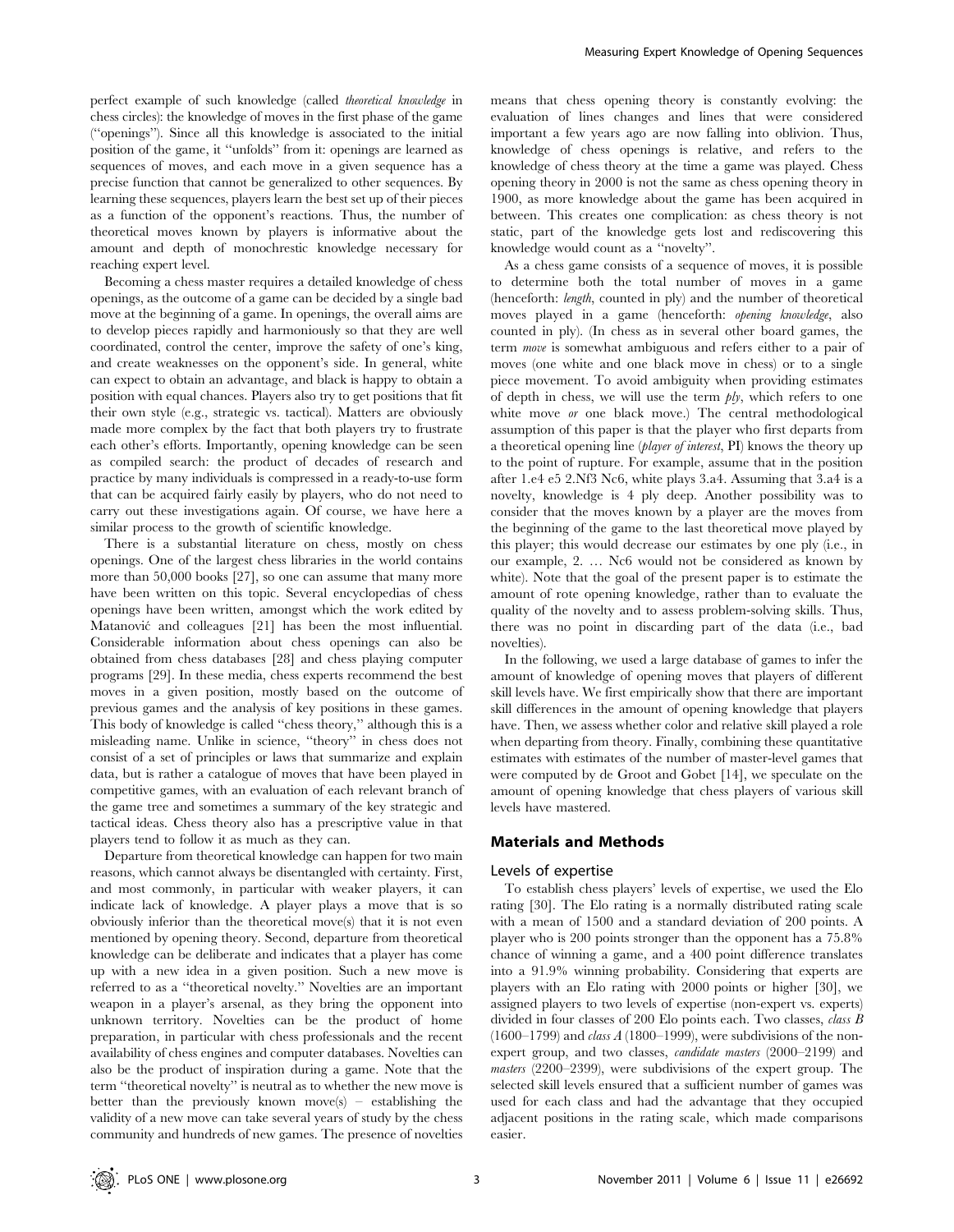perfect example of such knowledge (called *theoretical knowledge* in chess circles): the knowledge of moves in the first phase of the game (''openings''). Since all this knowledge is associated to the initial position of the game, it ''unfolds'' from it: openings are learned as sequences of moves, and each move in a given sequence has a precise function that cannot be generalized to other sequences. By learning these sequences, players learn the best set up of their pieces as a function of the opponent's reactions. Thus, the number of theoretical moves known by players is informative about the amount and depth of monochrestic knowledge necessary for reaching expert level.

Becoming a chess master requires a detailed knowledge of chess openings, as the outcome of a game can be decided by a single bad move at the beginning of a game. In openings, the overall aims are to develop pieces rapidly and harmoniously so that they are well coordinated, control the center, improve the safety of one's king, and create weaknesses on the opponent's side. In general, white can expect to obtain an advantage, and black is happy to obtain a position with equal chances. Players also try to get positions that fit their own style (e.g., strategic vs. tactical). Matters are obviously made more complex by the fact that both players try to frustrate each other's efforts. Importantly, opening knowledge can be seen as compiled search: the product of decades of research and practice by many individuals is compressed in a ready-to-use form that can be acquired fairly easily by players, who do not need to carry out these investigations again. Of course, we have here a similar process to the growth of scientific knowledge.

There is a substantial literature on chess, mostly on chess openings. One of the largest chess libraries in the world contains more than 50,000 books [27], so one can assume that many more have been written on this topic. Several encyclopedias of chess openings have been written, amongst which the work edited by Matanović and colleagues [21] has been the most influential. Considerable information about chess openings can also be obtained from chess databases [28] and chess playing computer programs [29]. In these media, chess experts recommend the best moves in a given position, mostly based on the outcome of previous games and the analysis of key positions in these games. This body of knowledge is called ''chess theory,'' although this is a misleading name. Unlike in science, ''theory'' in chess does not consist of a set of principles or laws that summarize and explain data, but is rather a catalogue of moves that have been played in competitive games, with an evaluation of each relevant branch of the game tree and sometimes a summary of the key strategic and tactical ideas. Chess theory also has a prescriptive value in that players tend to follow it as much as they can.

Departure from theoretical knowledge can happen for two main reasons, which cannot always be disentangled with certainty. First, and most commonly, in particular with weaker players, it can indicate lack of knowledge. A player plays a move that is so obviously inferior than the theoretical move(s) that it is not even mentioned by opening theory. Second, departure from theoretical knowledge can be deliberate and indicates that a player has come up with a new idea in a given position. Such a new move is referred to as a ''theoretical novelty.'' Novelties are an important weapon in a player's arsenal, as they bring the opponent into unknown territory. Novelties can be the product of home preparation, in particular with chess professionals and the recent availability of chess engines and computer databases. Novelties can also be the product of inspiration during a game. Note that the term ''theoretical novelty'' is neutral as to whether the new move is better than the previously known move(s) – establishing the validity of a new move can take several years of study by the chess community and hundreds of new games. The presence of novelties means that chess opening theory is constantly evolving: the evaluation of lines changes and lines that were considered important a few years ago are now falling into oblivion. Thus, knowledge of chess openings is relative, and refers to the knowledge of chess theory at the time a game was played. Chess opening theory in 2000 is not the same as chess opening theory in 1900, as more knowledge about the game has been acquired in between. This creates one complication: as chess theory is not static, part of the knowledge gets lost and rediscovering this knowledge would count as a ''novelty''.

As a chess game consists of a sequence of moves, it is possible to determine both the total number of moves in a game (henceforth: *length*, counted in ply) and the number of theoretical moves played in a game (henceforth: *opening knowledge*, also counted in ply). (In chess as in several other board games, the term *move* is somewhat ambiguous and refers either to a pair of moves (one white and one black move in chess) or to a single piece movement. To avoid ambiguity when providing estimates of depth in chess, we will use the term *ply*, which refers to one white move *or* one black move.) The central methodological assumption of this paper is that the player who first departs from a theoretical opening line (*player of interest*, PI) knows the theory up to the point of rupture. For example, assume that in the position after 1.e4 e5 2.Nf3 Nc6, white plays 3.a4. Assuming that 3.a4 is a novelty, knowledge is 4 ply deep. Another possibility was to consider that the moves known by a player are the moves from the beginning of the game to the last theoretical move played by this player; this would decrease our estimates by one ply (i.e., in our example, 2. … Nc6 would not be considered as known by white). Note that the goal of the present paper is to estimate the amount of rote opening knowledge, rather than to evaluate the quality of the novelty and to assess problem-solving skills. Thus, there was no point in discarding part of the data (i.e., bad novelties).

In the following, we used a large database of games to infer the amount of knowledge of opening moves that players of different skill levels have. We first empirically show that there are important skill differences in the amount of opening knowledge that players have. Then, we assess whether color and relative skill played a role when departing from theory. Finally, combining these quantitative estimates with estimates of the number of master-level games that were computed by de Groot and Gobet [14], we speculate on the amount of opening knowledge that chess players of various skill levels have mastered.

## Materials and Methods

### Levels of expertise

To establish chess players' levels of expertise, we used the Elo rating [30]. The Elo rating is a normally distributed rating scale with a mean of 1500 and a standard deviation of 200 points. A player who is 200 points stronger than the opponent has a 75.8% chance of winning a game, and a 400 point difference translates into a 91.9% winning probability. Considering that experts are players with an Elo rating with 2000 points or higher [30], we assigned players to two levels of expertise (non-expert vs. experts) divided in four classes of 200 Elo points each. Two classes, *class B* (1600–1799) and *class A* (1800–1999), were subdivisions of the non-expert group, and two classes, *candidate masters* (2000–2199) and *masters* (2200–2399), were subdivisions of the expert group. The selected skill levels ensured that a sufficient number of games was used for each class and had the advantage that they occupied adjacent positions in the rating scale, which made comparisons easier.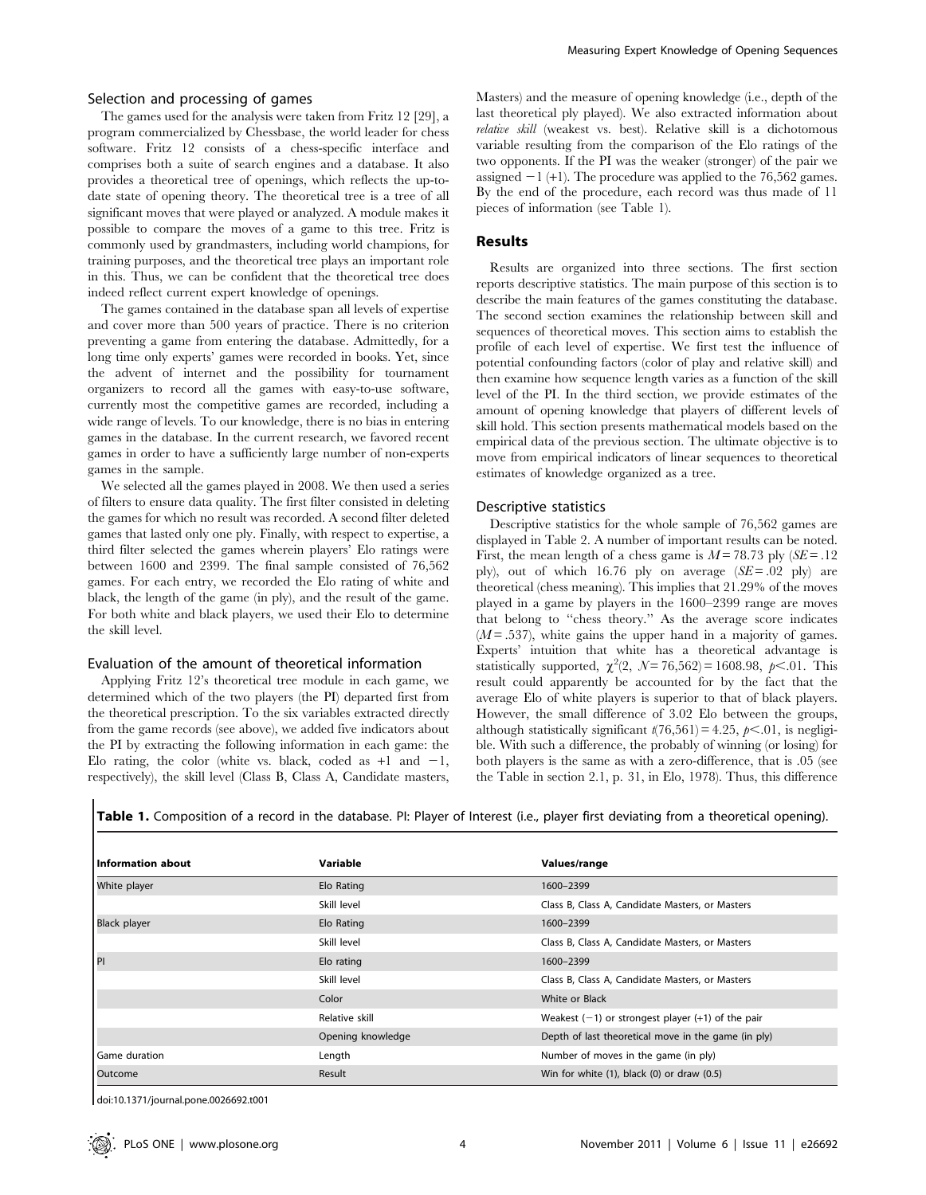### Selection and processing of games

The games used for the analysis were taken from Fritz 12 [29], a program commercialized by Chessbase, the world leader for chess software. Fritz 12 consists of a chess-specific interface and comprises both a suite of search engines and a database. It also provides a theoretical tree of openings, which reflects the up-to-date state of opening theory. The theoretical tree is a tree of all significant moves that were played or analyzed. A module makes it possible to compare the moves of a game to this tree. Fritz is commonly used by grandmasters, including world champions, for training purposes, and the theoretical tree plays an important role in this. Thus, we can be confident that the theoretical tree does indeed reflect current expert knowledge of openings.

The games contained in the database span all levels of expertise and cover more than 500 years of practice. There is no criterion preventing a game from entering the database. Admittedly, for a long time only experts' games were recorded in books. Yet, since the advent of internet and the possibility for tournament organizers to record all the games with easy-to-use software, currently most the competitive games are recorded, including a wide range of levels. To our knowledge, there is no bias in entering games in the database. In the current research, we favored recent games in order to have a sufficiently large number of non-experts games in the sample.

We selected all the games played in 2008. We then used a series of filters to ensure data quality. The first filter consisted in deleting the games for which no result was recorded. A second filter deleted games that lasted only one ply. Finally, with respect to expertise, a third filter selected the games wherein players' Elo ratings were between 1600 and 2399. The final sample consisted of 76,562 games. For each entry, we recorded the Elo rating of white and black, the length of the game (in ply), and the result of the game. For both white and black players, we used their Elo to determine the skill level.

### Evaluation of the amount of theoretical information

Applying Fritz 12's theoretical tree module in each game, we determined which of the two players (the PI) departed first from the theoretical prescription. To the six variables extracted directly from the game records (see above), we added five indicators about the PI by extracting the following information in each game: the Elo rating, the color (white vs. black, coded as +1 and −1, respectively), the skill level (Class B, Class A, Candidate masters, Masters) and the measure of opening knowledge (i.e., depth of the last theoretical ply played). We also extracted information about *relative skill* (weakest vs. best). Relative skill is a dichotomous variable resulting from the comparison of the Elo ratings of the two opponents. If the PI was the weaker (stronger) of the pair we assigned −1 (+1). The procedure was applied to the 76,562 games. By the end of the procedure, each record was thus made of 11 pieces of information (see Table 1).

## Results

Results are organized into three sections. The first section reports descriptive statistics. The main purpose of this section is to describe the main features of the games constituting the database. The second section examines the relationship between skill and sequences of theoretical moves. This section aims to establish the profile of each level of expertise. We first test the influence of potential confounding factors (color of play and relative skill) and then examine how sequence length varies as a function of the skill level of the PI. In the third section, we provide estimates of the amount of opening knowledge that players of different levels of skill hold. This section presents mathematical models based on the empirical data of the previous section. The ultimate objective is to move from empirical indicators of linear sequences to theoretical estimates of knowledge organized as a tree.

### Descriptive statistics

Descriptive statistics for the whole sample of 76,562 games are displayed in Table 2. A number of important results can be noted. First, the mean length of a chess game is $M = 78.73$ ply ($SE = .12$ ply), out of which 16.76 ply on average ($SE = .02$ ply) are theoretical (chess meaning). This implies that 21.29% of the moves played in a game by players in the 1600–2399 range are moves that belong to "chess theory." As the average score indicates ($M = .537$), white gains the upper hand in a majority of games. Experts' intuition that white has a theoretical advantage is statistically supported, $\chi^2(2,\ N = 76{,}562) = 1608.98$, $p < .01$. This result could apparently be accounted for by the fact that the average Elo of white players is superior to that of black players. However, the small difference of 3.02 Elo between the groups, although statistically significant $t(76{,}561) = 4.25$, $p < .01$, is negligible. With such a difference, the probably of winning (or losing) for both players is the same as with a zero-difference, that is .05 (see the Table in section 2.1, p. 31, in Elo, 1978). Thus, this difference

**Table 1.** Composition of a record in the database. PI: Player of Interest (i.e., player first deviating from a theoretical opening).

| Information about | Variable | Values/range |
|---|---|---|
| White player | Elo Rating | 1600–2399 |
| | Skill level | Class B, Class A, Candidate Masters, or Masters |
| Black player | Elo Rating | 1600–2399 |
| | Skill level | Class B, Class A, Candidate Masters, or Masters |
| PI | Elo rating | 1600–2399 |
| | Skill level | Class B, Class A, Candidate Masters, or Masters |
| | Color | White or Black |
| | Relative skill | Weakest (−1) or strongest player (+1) of the pair |
| | Opening knowledge | Depth of last theoretical move in the game (in ply) |
| Game duration | Length | Number of moves in the game (in ply) |
| Outcome | Result | Win for white (1), black (0) or draw (0.5) |

doi:10.1371/journal.pone.0026692.t001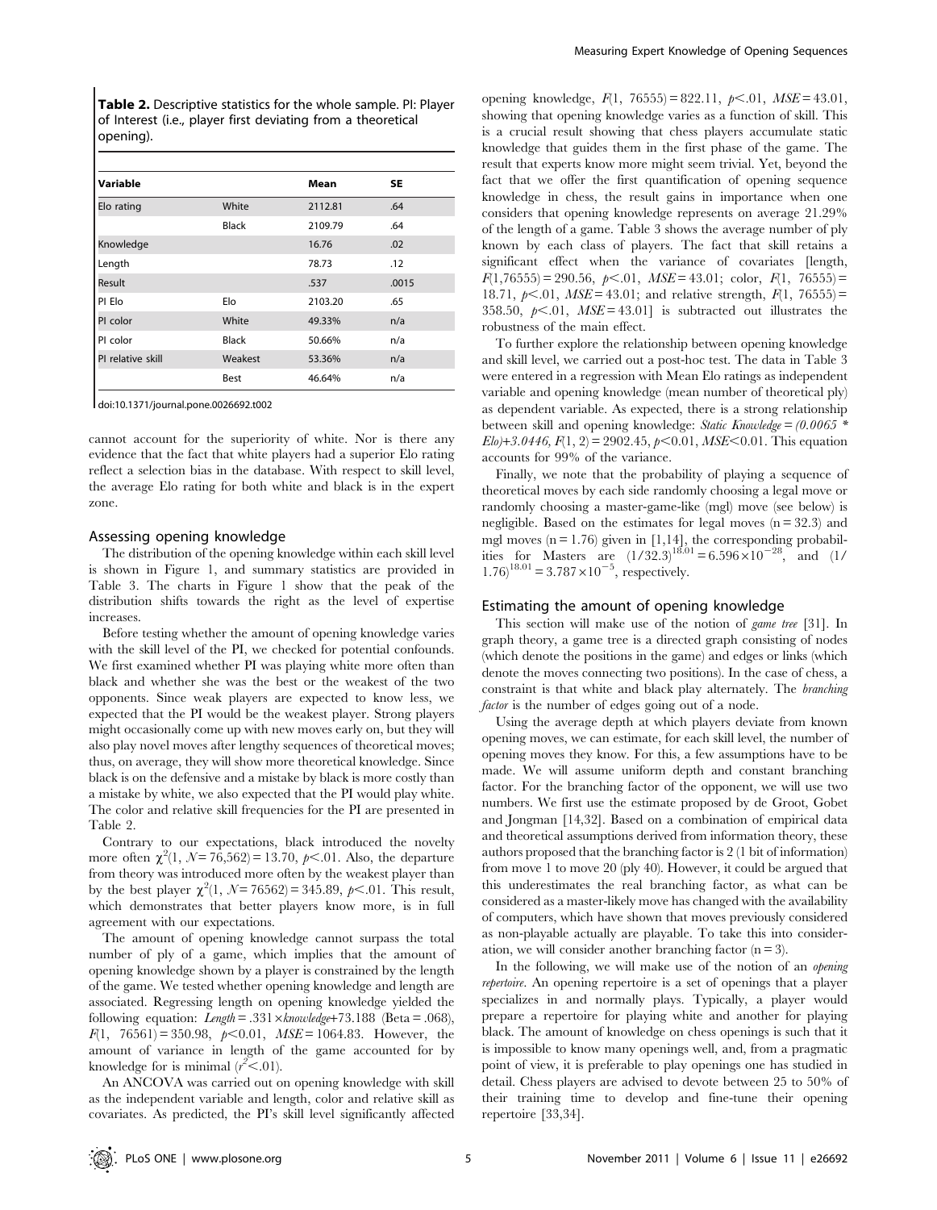**Table 2.** Descriptive statistics for the whole sample. PI: Player of Interest (i.e., player first deviating from a theoretical opening).

| Variable | | Mean | SE |
|---|---|---|---|
| Elo rating | White | 2112.81 | .64 |
| | Black | 2109.79 | .64 |
| Knowledge | | 16.76 | .02 |
| Length | | 78.73 | .12 |
| Result | | .537 | .0015 |
| PI Elo | Elo | 2103.20 | .65 |
| PI color | White | 49.33% | n/a |
| PI color | Black | 50.66% | n/a |
| PI relative skill | Weakest | 53.36% | n/a |
| | Best | 46.64% | n/a |

doi:10.1371/journal.pone.0026692.t002

cannot account for the superiority of white. Nor is there any evidence that the fact that white players had a superior Elo rating reflect a selection bias in the database. With respect to skill level, the average Elo rating for both white and black is in the expert zone.

## Assessing opening knowledge

The distribution of the opening knowledge within each skill level is shown in Figure 1, and summary statistics are provided in Table 3. The charts in Figure 1 show that the peak of the distribution shifts towards the right as the level of expertise increases.

Before testing whether the amount of opening knowledge varies with the skill level of the PI, we checked for potential confounds. We first examined whether PI was playing white more often than black and whether she was the best or the weakest of the two opponents. Since weak players are expected to know less, we expected that the PI would be the weakest player. Strong players might occasionally come up with new moves early on, but they will also play novel moves after lengthy sequences of theoretical moves; thus, on average, they will show more theoretical knowledge. Since black is on the defensive and a mistake by black is more costly than a mistake by white, we also expected that the PI would play white. The color and relative skill frequencies for the PI are presented in Table 2.

Contrary to our expectations, black introduced the novelty more often $\chi^2(1, N=76{,}562)=13.70$, $p<.01$. Also, the departure from theory was introduced more often by the weakest player than by the best player $\chi^2(1, N=76562)=345.89$, $p<.01$. This result, which demonstrates that better players know more, is in full agreement with our expectations.

The amount of opening knowledge cannot surpass the total number of ply of a game, which implies that the amount of opening knowledge shown by a player is constrained by the length of the game. We tested whether opening knowledge and length are associated. Regressing length on opening knowledge yielded the following equation: *Length* = .331×*knowledge*+73.188 (Beta = .068), $F(1,\ 76561)=350.98$, $p<0.01$, $MSE=1064.83$. However, the amount of variance in length of the game accounted for by knowledge for is minimal ($r^2<.01$).

An ANCOVA was carried out on opening knowledge with skill as the independent variable and length, color and relative skill as covariates. As predicted, the PI's skill level significantly affected opening knowledge, $F(1,\ 76555)=822.11$, $p<.01$, $MSE=43.01$, showing that opening knowledge varies as a function of skill. This is a crucial result showing that chess players accumulate static knowledge that guides them in the first phase of the game. The result that experts know more might seem trivial. Yet, beyond the fact that we offer the first quantification of opening sequence knowledge in chess, the result gains in importance when one considers that opening knowledge represents on average 21.29% of the length of a game. Table 3 shows the average number of ply known by each class of players. The fact that skill retains a significant effect when the variance of covariates [length, $F(1{,}76555)=290.56$, $p<.01$, $MSE=43.01$; color, $F(1,\ 76555)=18.71$, $p<.01$, $MSE=43.01$; and relative strength, $F(1,\ 76555)=358.50$, $p<.01$, $MSE=43.01$] is subtracted out illustrates the robustness of the main effect.

To further explore the relationship between opening knowledge and skill level, we carried out a post-hoc test. The data in Table 3 were entered in a regression with Mean Elo ratings as independent variable and opening knowledge (mean number of theoretical ply) as dependent variable. As expected, there is a strong relationship between skill and opening knowledge: *Static Knowledge = (0.0065 \* Elo)+3.0446*, $F(1,\ 2)=2902.45$, $p<0.01$, $MSE<0.01$. This equation accounts for 99% of the variance.

Finally, we note that the probability of playing a sequence of theoretical moves by each side randomly choosing a legal move or randomly choosing a master-game-like (mgl) move (see below) is negligible. Based on the estimates for legal moves (n = 32.3) and mgl moves (n = 1.76) given in [1,14], the corresponding probabilities for Masters are $(1/32.3)^{18.01}=6.596\times10^{-28}$, and $(1/1.76)^{18.01}=3.787\times10^{-5}$, respectively.

## Estimating the amount of opening knowledge

This section will make use of the notion of *game tree* [31]. In graph theory, a game tree is a directed graph consisting of nodes (which denote the positions in the game) and edges or links (which denote the moves connecting two positions). In the case of chess, a constraint is that white and black play alternately. The *branching factor* is the number of edges going out of a node.

Using the average depth at which players deviate from known opening moves, we can estimate, for each skill level, the number of opening moves they know. For this, a few assumptions have to be made. We will assume uniform depth and constant branching factor. For the branching factor of the opponent, we will use two numbers. We first use the estimate proposed by de Groot, Gobet and Jongman [14,32]. Based on a combination of empirical data and theoretical assumptions derived from information theory, these authors proposed that the branching factor is 2 (1 bit of information) from move 1 to move 20 (ply 40). However, it could be argued that this underestimates the real branching factor, as what can be considered as a master-likely move has changed with the availability of computers, which have shown that moves previously considered as non-playable actually are playable. To take this into consideration, we will consider another branching factor (n = 3).

In the following, we will make use of the notion of an *opening repertoire*. An opening repertoire is a set of openings that a player specializes in and normally plays. Typically, a player would prepare a repertoire for playing white and another for playing black. The amount of knowledge on chess openings is such that it is impossible to know many openings well, and, from a pragmatic point of view, it is preferable to play openings one has studied in detail. Chess players are advised to devote between 25 to 50% of their training time to develop and fine-tune their opening repertoire [33,34].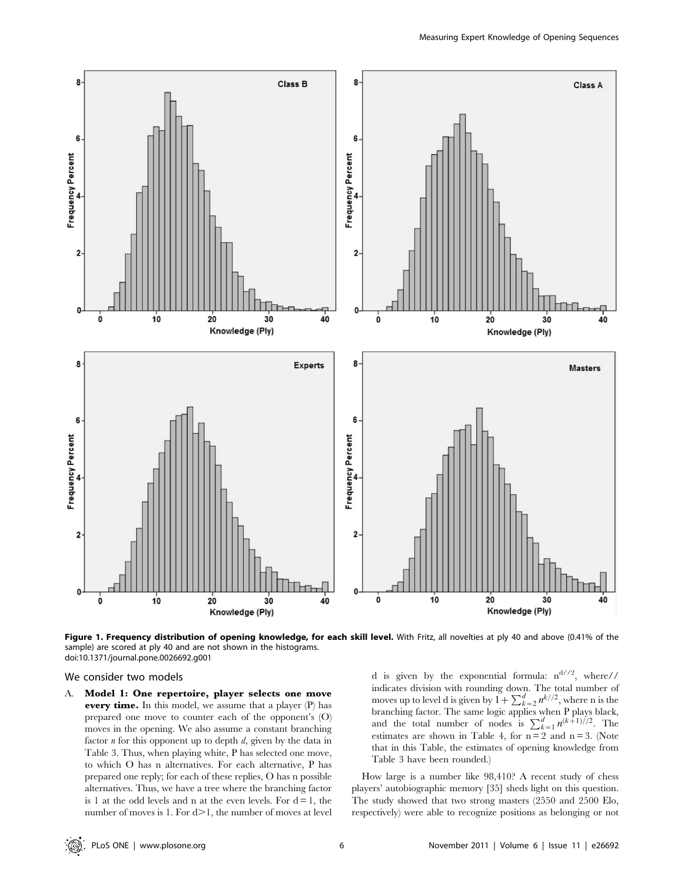Figure 1. Frequency distribution of opening knowledge, for each skill level. With Fritz, all novelties at ply 40 and above (0.41% of the sample) are scored at ply 40 and are not shown in the histograms.
doi:10.1371/journal.pone.0026692.g001

We consider two models

A. **Model 1: One repertoire, player selects one move every time.** In this model, we assume that a player (P) has prepared one move to counter each of the opponent's (O) moves in the opening. We also assume a constant branching factor *n* for this opponent up to depth *d*, given by the data in Table 3. Thus, when playing white, P has selected one move, to which O has n alternatives. For each alternative, P has prepared one reply; for each of these replies, O has n possible alternatives. Thus, we have a tree where the branching factor is 1 at the odd levels and n at the even levels. For $d = 1$, the number of moves is 1. For $d > 1$, the number of moves at level d is given by the exponential formula: $n^{d//2}$, where// indicates division with rounding down. The total number of moves up to level d is given by $1 + \sum_{k=2}^{d} n^{k//2}$, where n is the branching factor. The same logic applies when P plays black, and the total number of nodes is $\sum_{k=1}^{d} n^{(k+1)//2}$. The estimates are shown in Table 4, for $n = 2$ and $n = 3$. (Note that in this Table, the estimates of opening knowledge from Table 3 have been rounded.)

How large is a number like 98,410? A recent study of chess players' autobiographic memory [35] sheds light on this question. The study showed that two strong masters (2550 and 2500 Elo, respectively) were able to recognize positions as belonging or not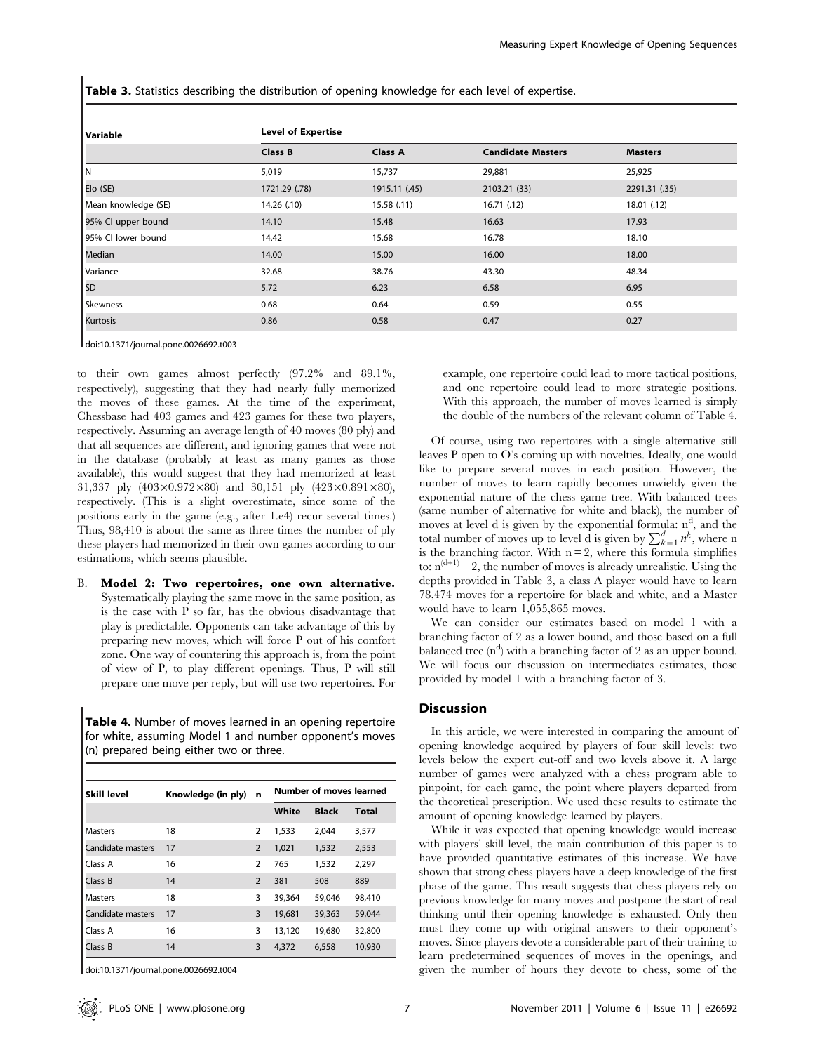**Table 3.** Statistics describing the distribution of opening knowledge for each level of expertise.

| Variable | Level of Expertise | | | |
|---|---|---|---|---|
| | **Class B** | **Class A** | **Candidate Masters** | **Masters** |
| N | 5,019 | 15,737 | 29,881 | 25,925 |
| Elo (SE) | 1721.29 (.78) | 1915.11 (.45) | 2103.21 (33) | 2291.31 (.35) |
| Mean knowledge (SE) | 14.26 (.10) | 15.58 (.11) | 16.71 (.12) | 18.01 (.12) |
| 95% CI upper bound | 14.10 | 15.48 | 16.63 | 17.93 |
| 95% CI lower bound | 14.42 | 15.68 | 16.78 | 18.10 |
| Median | 14.00 | 15.00 | 16.00 | 18.00 |
| Variance | 32.68 | 38.76 | 43.30 | 48.34 |
| SD | 5.72 | 6.23 | 6.58 | 6.95 |
| Skewness | 0.68 | 0.64 | 0.59 | 0.55 |
| Kurtosis | 0.86 | 0.58 | 0.47 | 0.27 |

doi:10.1371/journal.pone.0026692.t003

to their own games almost perfectly (97.2% and 89.1%, respectively), suggesting that they had nearly fully memorized the moves of these games. At the time of the experiment, Chessbase had 403 games and 423 games for these two players, respectively. Assuming an average length of 40 moves (80 ply) and that all sequences are different, and ignoring games that were not in the database (probably at least as many games as those available), this would suggest that they had memorized at least 31,337 ply (403×0.972×80) and 30,151 ply (423×0.891×80), respectively. (This is a slight overestimate, since some of the positions early in the game (e.g., after 1.e4) recur several times.) Thus, 98,410 is about the same as three times the number of ply these players had memorized in their own games according to our estimations, which seems plausible.

B. **Model 2: Two repertoires, one own alternative.** Systematically playing the same move in the same position, as is the case with P so far, has the obvious disadvantage that play is predictable. Opponents can take advantage of this by preparing new moves, which will force P out of his comfort zone. One way of countering this approach is, from the point of view of P, to play different openings. Thus, P will still prepare one move per reply, but will use two repertoires. For example, one repertoire could lead to more tactical positions, and one repertoire could lead to more strategic positions. With this approach, the number of moves learned is simply the double of the numbers of the relevant column of Table 4.

**Table 4.** Number of moves learned in an opening repertoire for white, assuming Model 1 and number opponent's moves (n) prepared being either two or three.

| Skill level | Knowledge (in ply) | n | Number of moves learned | | |
|---|---|---|---|---|---|
| | | | **White** | **Black** | **Total** |
| Masters | 18 | 2 | 1,533 | 2,044 | 3,577 |
| Candidate masters | 17 | 2 | 1,021 | 1,532 | 2,553 |
| Class A | 16 | 2 | 765 | 1,532 | 2,297 |
| Class B | 14 | 2 | 381 | 508 | 889 |
| Masters | 18 | 3 | 39,364 | 59,046 | 98,410 |
| Candidate masters | 17 | 3 | 19,681 | 39,363 | 59,044 |
| Class A | 16 | 3 | 13,120 | 19,680 | 32,800 |
| Class B | 14 | 3 | 4,372 | 6,558 | 10,930 |

doi:10.1371/journal.pone.0026692.t004

Of course, using two repertoires with a single alternative still leaves P open to O's coming up with novelties. Ideally, one would like to prepare several moves in each position. However, the number of moves to learn rapidly becomes unwieldy given the exponential nature of the chess game tree. With balanced trees (same number of alternative for white and black), the number of moves at level d is given by the exponential formula: $n^d$, and the total number of moves up to level d is given by $\sum_{k=1}^{d} n^k$, where n is the branching factor. With n = 2, where this formula simplifies to: $n^{(d+1)} - 2$, the number of moves is already unrealistic. Using the depths provided in Table 3, a class A player would have to learn 78,474 moves for a repertoire for black and white, and a Master would have to learn 1,055,865 moves.

We can consider our estimates based on model 1 with a branching factor of 2 as a lower bound, and those based on a full balanced tree ($n^d$) with a branching factor of 2 as an upper bound. We will focus our discussion on intermediates estimates, those provided by model 1 with a branching factor of 3.

## Discussion

In this article, we were interested in comparing the amount of opening knowledge acquired by players of four skill levels: two levels below the expert cut-off and two levels above it. A large number of games were analyzed with a chess program able to pinpoint, for each game, the point where players departed from the theoretical prescription. We used these results to estimate the amount of opening knowledge learned by players.

While it was expected that opening knowledge would increase with players' skill level, the main contribution of this paper is to have provided quantitative estimates of this increase. We have shown that strong chess players have a deep knowledge of the first phase of the game. This result suggests that chess players rely on previous knowledge for many moves and postpone the start of real thinking until their opening knowledge is exhausted. Only then must they come up with original answers to their opponent's moves. Since players devote a considerable part of their training to learn predetermined sequences of moves in the openings, and given the number of hours they devote to chess, some of the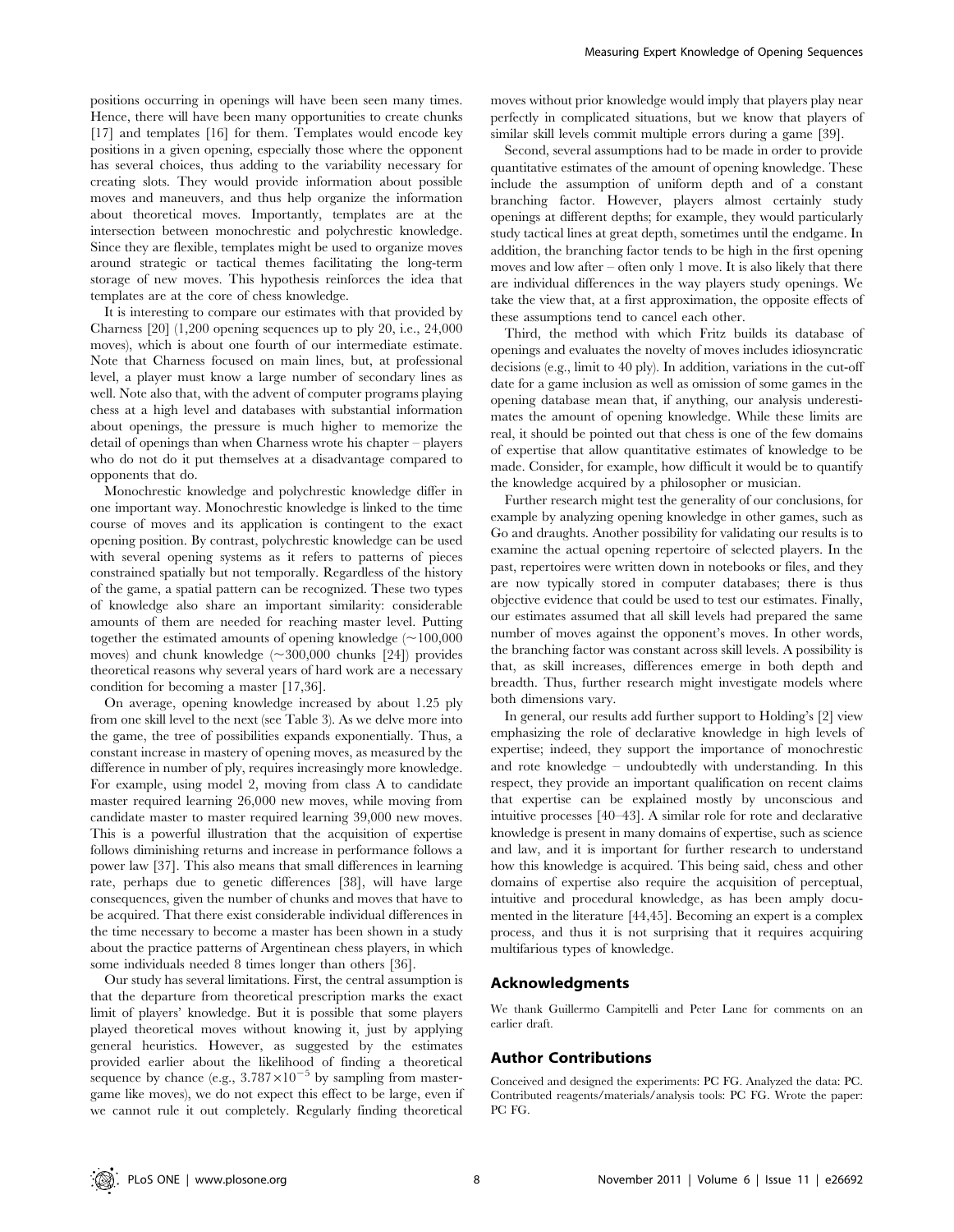positions occurring in openings will have been seen many times. Hence, there will have been many opportunities to create chunks [17] and templates [16] for them. Templates would encode key positions in a given opening, especially those where the opponent has several choices, thus adding to the variability necessary for creating slots. They would provide information about possible moves and maneuvers, and thus help organize the information about theoretical moves. Importantly, templates are at the intersection between monochrestic and polychrestic knowledge. Since they are flexible, templates might be used to organize moves around strategic or tactical themes facilitating the long-term storage of new moves. This hypothesis reinforces the idea that templates are at the core of chess knowledge.

It is interesting to compare our estimates with that provided by Charness [20] (1,200 opening sequences up to ply 20, i.e., 24,000 moves), which is about one fourth of our intermediate estimate. Note that Charness focused on main lines, but, at professional level, a player must know a large number of secondary lines as well. Note also that, with the advent of computer programs playing chess at a high level and databases with substantial information about openings, the pressure is much higher to memorize the detail of openings than when Charness wrote his chapter – players who do not do it put themselves at a disadvantage compared to opponents that do.

Monochrestic knowledge and polychrestic knowledge differ in one important way. Monochrestic knowledge is linked to the time course of moves and its application is contingent to the exact opening position. By contrast, polychrestic knowledge can be used with several opening systems as it refers to patterns of pieces constrained spatially but not temporally. Regardless of the history of the game, a spatial pattern can be recognized. These two types of knowledge also share an important similarity: considerable amounts of them are needed for reaching master level. Putting together the estimated amounts of opening knowledge (~100,000 moves) and chunk knowledge (~300,000 chunks [24]) provides theoretical reasons why several years of hard work are a necessary condition for becoming a master [17,36].

On average, opening knowledge increased by about 1.25 ply from one skill level to the next (see Table 3). As we delve more into the game, the tree of possibilities expands exponentially. Thus, a constant increase in mastery of opening moves, as measured by the difference in number of ply, requires increasingly more knowledge. For example, using model 2, moving from class A to candidate master required learning 26,000 new moves, while moving from candidate master to master required learning 39,000 new moves. This is a powerful illustration that the acquisition of expertise follows diminishing returns and increase in performance follows a power law [37]. This also means that small differences in learning rate, perhaps due to genetic differences [38], will have large consequences, given the number of chunks and moves that have to be acquired. That there exist considerable individual differences in the time necessary to become a master has been shown in a study about the practice patterns of Argentinean chess players, in which some individuals needed 8 times longer than others [36].

Our study has several limitations. First, the central assumption is that the departure from theoretical prescription marks the exact limit of players' knowledge. But it is possible that some players played theoretical moves without knowing it, just by applying general heuristics. However, as suggested by the estimates provided earlier about the likelihood of finding a theoretical sequence by chance (e.g., $3.787 \times 10^{-5}$ by sampling from master-game like moves), we do not expect this effect to be large, even if we cannot rule it out completely. Regularly finding theoretical moves without prior knowledge would imply that players play near perfectly in complicated situations, but we know that players of similar skill levels commit multiple errors during a game [39].

Second, several assumptions had to be made in order to provide quantitative estimates of the amount of opening knowledge. These include the assumption of uniform depth and of a constant branching factor. However, players almost certainly study openings at different depths; for example, they would particularly study tactical lines at great depth, sometimes until the endgame. In addition, the branching factor tends to be high in the first opening moves and low after – often only 1 move. It is also likely that there are individual differences in the way players study openings. We take the view that, at a first approximation, the opposite effects of these assumptions tend to cancel each other.

Third, the method with which Fritz builds its database of openings and evaluates the novelty of moves includes idiosyncratic decisions (e.g., limit to 40 ply). In addition, variations in the cut-off date for a game inclusion as well as omission of some games in the opening database mean that, if anything, our analysis underestimates the amount of opening knowledge. While these limits are real, it should be pointed out that chess is one of the few domains of expertise that allow quantitative estimates of knowledge to be made. Consider, for example, how difficult it would be to quantify the knowledge acquired by a philosopher or musician.

Further research might test the generality of our conclusions, for example by analyzing opening knowledge in other games, such as Go and draughts. Another possibility for validating our results is to examine the actual opening repertoire of selected players. In the past, repertoires were written down in notebooks or files, and they are now typically stored in computer databases; there is thus objective evidence that could be used to test our estimates. Finally, our estimates assumed that all skill levels had prepared the same number of moves against the opponent's moves. In other words, the branching factor was constant across skill levels. A possibility is that, as skill increases, differences emerge in both depth and breadth. Thus, further research might investigate models where both dimensions vary.

In general, our results add further support to Holding's [2] view emphasizing the role of declarative knowledge in high levels of expertise; indeed, they support the importance of monochrestic and rote knowledge – undoubtedly with understanding. In this respect, they provide an important qualification on recent claims that expertise can be explained mostly by unconscious and intuitive processes [40–43]. A similar role for rote and declarative knowledge is present in many domains of expertise, such as science and law, and it is important for further research to understand how this knowledge is acquired. This being said, chess and other domains of expertise also require the acquisition of perceptual, intuitive and procedural knowledge, as has been amply documented in the literature [44,45]. Becoming an expert is a complex process, and thus it is not surprising that it requires acquiring multifarious types of knowledge.

## Acknowledgments

We thank Guillermo Campitelli and Peter Lane for comments on an earlier draft.

## Author Contributions

Conceived and designed the experiments: PC FG. Analyzed the data: PC. Contributed reagents/materials/analysis tools: PC FG. Wrote the paper: PC FG.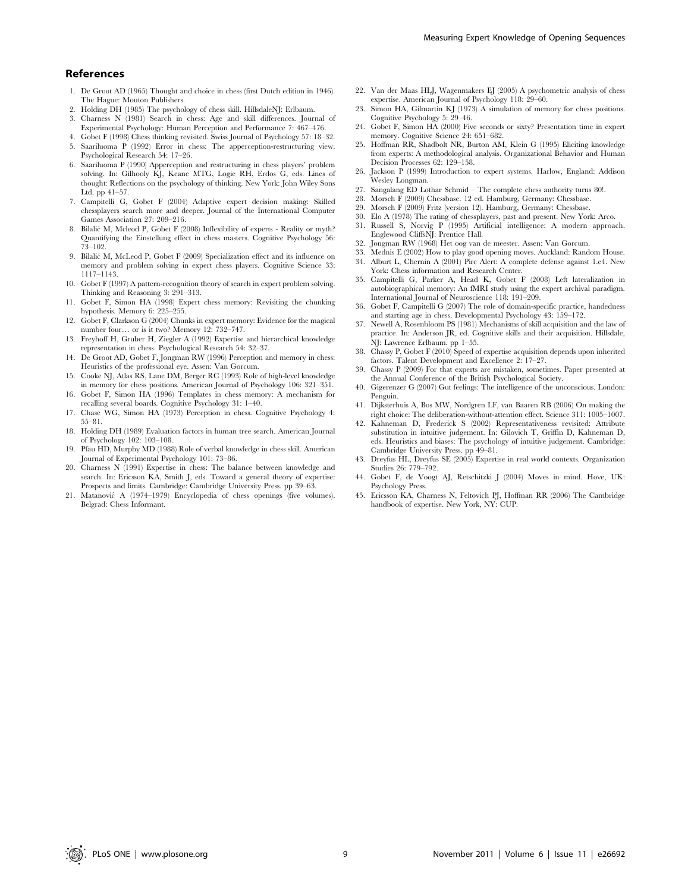## References

1. De Groot AD (1965) Thought and choice in chess (first Dutch edition in 1946). The Hague: Mouton Publishers.
2. Holding DH (1985) The psychology of chess skill. HillsdaleNJ: Erlbaum.
3. Charness N (1981) Search in chess: Age and skill differences. Journal of Experimental Psychology: Human Perception and Performance 7: 467–476.
4. Gobet F (1998) Chess thinking revisited. Swiss Journal of Psychology 57: 18–32.
5. Saariluoma P (1992) Error in chess: The apperception-restructuring view. Psychological Research 54: 17–26.
6. Saariluoma P (1990) Apperception and restructuring in chess players' problem solving. In: Gilhooly KJ, Keane MTG, Logie RH, Erdos G, eds. Lines of thought: Reflections on the psychology of thinking. New York: John Wiley Sons Ltd. pp 41–57.
7. Campitelli G, Gobet F (2004) Adaptive expert decision making: Skilled chessplayers search more and deeper. Journal of the International Computer Games Association 27: 209–216.
8. Bilalić M, Mcleod P, Gobet F (2008) Inflexibility of experts - Reality or myth? Quantifying the Einstellung effect in chess masters. Cognitive Psychology 56: 73–102.
9. Bilalić M, McLeod P, Gobet F (2009) Specialization effect and its influence on memory and problem solving in expert chess players. Cognitive Science 33: 1117–1143.
10. Gobet F (1997) A pattern-recognition theory of search in expert problem solving. Thinking and Reasoning 3: 291–313.
11. Gobet F, Simon HA (1998) Expert chess memory: Revisiting the chunking hypothesis. Memory 6: 225–255.
12. Gobet F, Clarkson G (2004) Chunks in expert memory: Evidence for the magical number four… or is it two? Memory 12: 732–747.
13. Freyhoff H, Gruber H, Ziegler A (1992) Expertise and hierarchical knowledge representation in chess. Psychological Research 54: 32–37.
14. De Groot AD, Gobet F, Jongman RW (1996) Perception and memory in chess: Heuristics of the professional eye. Assen: Van Gorcum.
15. Cooke NJ, Atlas RS, Lane DM, Berger RC (1993) Role of high-level knowledge in memory for chess positions. American Journal of Psychology 106: 321–351.
16. Gobet F, Simon HA (1996) Templates in chess memory: A mechanism for recalling several boards. Cognitive Psychology 31: 1–40.
17. Chase WG, Simon HA (1973) Perception in chess. Cognitive Psychology 4: 55–81.
18. Holding DH (1989) Evaluation factors in human tree search. American Journal of Psychology 102: 103–108.
19. Pfau HD, Murphy MD (1988) Role of verbal knowledge in chess skill. American Journal of Experimental Psychology 101: 73–86.
20. Charness N (1991) Expertise in chess: The balance between knowledge and search. In: Ericsson KA, Smith J, eds. Toward a general theory of expertise: Prospects and limits. Cambridge: Cambridge University Press. pp 39–63.
21. Matanović A (1974–1979) Encyclopedia of chess openings (five volumes). Belgrad: Chess Informant.
22. Van der Maas HLJ, Wagenmakers EJ (2005) A psychometric analysis of chess expertise. American Journal of Psychology 118: 29–60.
23. Simon HA, Gilmartin KJ (1973) A simulation of memory for chess positions. Cognitive Psychology 5: 29–46.
24. Gobet F, Simon HA (2000) Five seconds or sixty? Presentation time in expert memory. Cognitive Science 24: 651–682.
25. Hoffman RR, Shadbolt NR, Burton AM, Klein G (1995) Eliciting knowledge from experts: A methodological analysis. Organizational Behavior and Human Decision Processes 62: 129–158.
26. Jackson P (1999) Introduction to expert systems. Harlow, England: Addison Wesley Longman.
27. Sangalang ED Lothar Schmid – The complete chess authority turns 80!.
28. Morsch F (2009) Chessbase. 12 ed. Hamburg, Germany: Chessbase.
29. Morsch F (2009) Fritz (version 12). Hamburg, Germany: Chessbase.
30. Elo A (1978) The rating of chessplayers, past and present. New York: Arco.
31. Russell S, Norvig P (1995) Artificial intelligence: A modern approach. Englewood CliffsNJ: Prentice Hall.
32. Jongman RW (1968) Het oog van de meester. Assen: Van Gorcum.
33. Mednis E (2002) How to play good opening moves. Auckland: Random House.
34. Alburt L, Chernin A (2001) Pirc Alert: A complete defense against 1.e4. New York: Chess information and Research Center.
35. Campitelli G, Parker A, Head K, Gobet F (2008) Left lateralization in autobiographical memory: An fMRI study using the expert archival paradigm. International Journal of Neuroscience 118: 191–209.
36. Gobet F, Campitelli G (2007) The role of domain-specific practice, handedness and starting age in chess. Developmental Psychology 43: 159–172.
37. Newell A, Rosenbloom PS (1981) Mechanisms of skill acquisition and the law of practice. In: Anderson JR, ed. Cognitive skills and their acquisition. Hillsdale, NJ: Lawrence Erlbaum. pp 1–55.
38. Chassy P, Gobet F (2010) Speed of expertise acquisition depends upon inherited factors. Talent Development and Excellence 2: 17–27.
39. Chassy P (2009) For that experts are mistaken, sometimes. Paper presented at the Annual Conference of the British Psychological Society.
40. Gigerenzer G (2007) Gut feelings: The intelligence of the unconscious. London: Penguin.
41. Dijksterhuis A, Bos MW, Nordgren LF, van Baaren RB (2006) On making the right choice: The deliberation-without-attention effect. Science 311: 1005–1007.
42. Kahneman D, Frederick S (2002) Representativeness revisited: Attribute substitution in intuitive judgement. In: Gilovich T, Griffin D, Kahneman D, eds. Heuristics and biases: The psychology of intuitive judgement. Cambridge: Cambridge University Press. pp 49–81.
43. Dreyfus HL, Dreyfus SE (2005) Expertise in real world contexts. Organization Studies 26: 779–792.
44. Gobet F, de Voogt AJ, Retschitzki J (2004) Moves in mind. Hove, UK: Psychology Press.
45. Ericsson KA, Charness N, Feltovich PJ, Hoffman RR (2006) The Cambridge handbook of expertise. New York, NY: CUP.